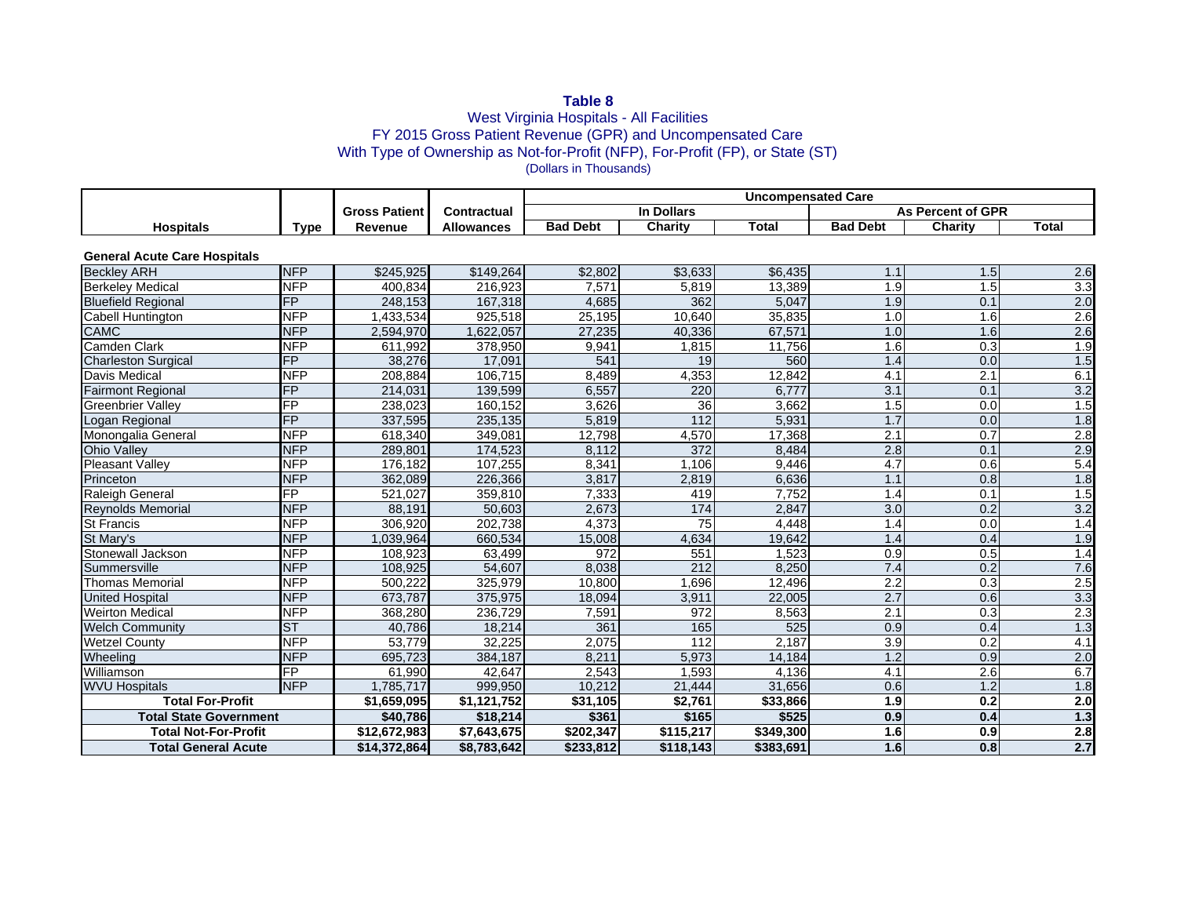**Table 8**

West Virginia Hospitals - All Facilities

FY 2015 Gross Patient Revenue (GPR) and Uncompensated Care

With Type of Ownership as Not-for-Profit (NFP), For-Profit (FP), or State (ST)

(Dollars in Thousands)

| | | | | Uncompensated Care | | | | | |
|---|---|---|---|---|---|---|---|---|---|
| | | Gross Patient | Contractual | In Dollars | | | As Percent of GPR | | |
| Hospitals | Type | Revenue | Allowances | Bad Debt | Charity | Total | Bad Debt | Charity | Total |
| **General Acute Care Hospitals** | | | | | | | | | |
| Beckley ARH | NFP | $245,925 | $149,264 | $2,802 | $3,633 | $6,435 | 1.1 | 1.5 | 2.6 |
| Berkeley Medical | NFP | 400,834 | 216,923 | 7,571 | 5,819 | 13,389 | 1.9 | 1.5 | 3.3 |
| Bluefield Regional | FP | 248,153 | 167,318 | 4,685 | 362 | 5,047 | 1.9 | 0.1 | 2.0 |
| Cabell Huntington | NFP | 1,433,534 | 925,518 | 25,195 | 10,640 | 35,835 | 1.0 | 1.6 | 2.6 |
| CAMC | NFP | 2,594,970 | 1,622,057 | 27,235 | 40,336 | 67,571 | 1.0 | 1.6 | 2.6 |
| Camden Clark | NFP | 611,992 | 378,950 | 9,941 | 1,815 | 11,756 | 1.6 | 0.3 | 1.9 |
| Charleston Surgical | FP | 38,276 | 17,091 | 541 | 19 | 560 | 1.4 | 0.0 | 1.5 |
| Davis Medical | NFP | 208,884 | 106,715 | 8,489 | 4,353 | 12,842 | 4.1 | 2.1 | 6.1 |
| Fairmont Regional | FP | 214,031 | 139,599 | 6,557 | 220 | 6,777 | 3.1 | 0.1 | 3.2 |
| Greenbrier Valley | FP | 238,023 | 160,152 | 3,626 | 36 | 3,662 | 1.5 | 0.0 | 1.5 |
| Logan Regional | FP | 337,595 | 235,135 | 5,819 | 112 | 5,931 | 1.7 | 0.0 | 1.8 |
| Monongalia General | NFP | 618,340 | 349,081 | 12,798 | 4,570 | 17,368 | 2.1 | 0.7 | 2.8 |
| Ohio Valley | NFP | 289,801 | 174,523 | 8,112 | 372 | 8,484 | 2.8 | 0.1 | 2.9 |
| Pleasant Valley | NFP | 176,182 | 107,255 | 8,341 | 1,106 | 9,446 | 4.7 | 0.6 | 5.4 |
| Princeton | NFP | 362,089 | 226,366 | 3,817 | 2,819 | 6,636 | 1.1 | 0.8 | 1.8 |
| Raleigh General | FP | 521,027 | 359,810 | 7,333 | 419 | 7,752 | 1.4 | 0.1 | 1.5 |
| Reynolds Memorial | NFP | 88,191 | 50,603 | 2,673 | 174 | 2,847 | 3.0 | 0.2 | 3.2 |
| St Francis | NFP | 306,920 | 202,738 | 4,373 | 75 | 4,448 | 1.4 | 0.0 | 1.4 |
| St Mary's | NFP | 1,039,964 | 660,534 | 15,008 | 4,634 | 19,642 | 1.4 | 0.4 | 1.9 |
| Stonewall Jackson | NFP | 108,923 | 63,499 | 972 | 551 | 1,523 | 0.9 | 0.5 | 1.4 |
| Summersville | NFP | 108,925 | 54,607 | 8,038 | 212 | 8,250 | 7.4 | 0.2 | 7.6 |
| Thomas Memorial | NFP | 500,222 | 325,979 | 10,800 | 1,696 | 12,496 | 2.2 | 0.3 | 2.5 |
| United Hospital | NFP | 673,787 | 375,975 | 18,094 | 3,911 | 22,005 | 2.7 | 0.6 | 3.3 |
| Weirton Medical | NFP | 368,280 | 236,729 | 7,591 | 972 | 8,563 | 2.1 | 0.3 | 2.3 |
| Welch Community | ST | 40,786 | 18,214 | 361 | 165 | 525 | 0.9 | 0.4 | 1.3 |
| Wetzel County | NFP | 53,779 | 32,225 | 2,075 | 112 | 2,187 | 3.9 | 0.2 | 4.1 |
| Wheeling | NFP | 695,723 | 384,187 | 8,211 | 5,973 | 14,184 | 1.2 | 0.9 | 2.0 |
| Williamson | FP | 61,990 | 42,647 | 2,543 | 1,593 | 4,136 | 4.1 | 2.6 | 6.7 |
| WVU Hospitals | NFP | 1,785,717 | 999,950 | 10,212 | 21,444 | 31,656 | 0.6 | 1.2 | 1.8 |
| **Total For-Profit** | | **$1,659,095** | **$1,121,752** | **$31,105** | **$2,761** | **$33,866** | **1.9** | **0.2** | **2.0** |
| **Total State Government** | | **$40,786** | **$18,214** | **$361** | **$165** | **$525** | **0.9** | **0.4** | **1.3** |
| **Total Not-For-Profit** | | **$12,672,983** | **$7,643,675** | **$202,347** | **$115,217** | **$349,300** | **1.6** | **0.9** | **2.8** |
| **Total General Acute** | | **$14,372,864** | **$8,783,642** | **$233,812** | **$118,143** | **$383,691** | **1.6** | **0.8** | **2.7** |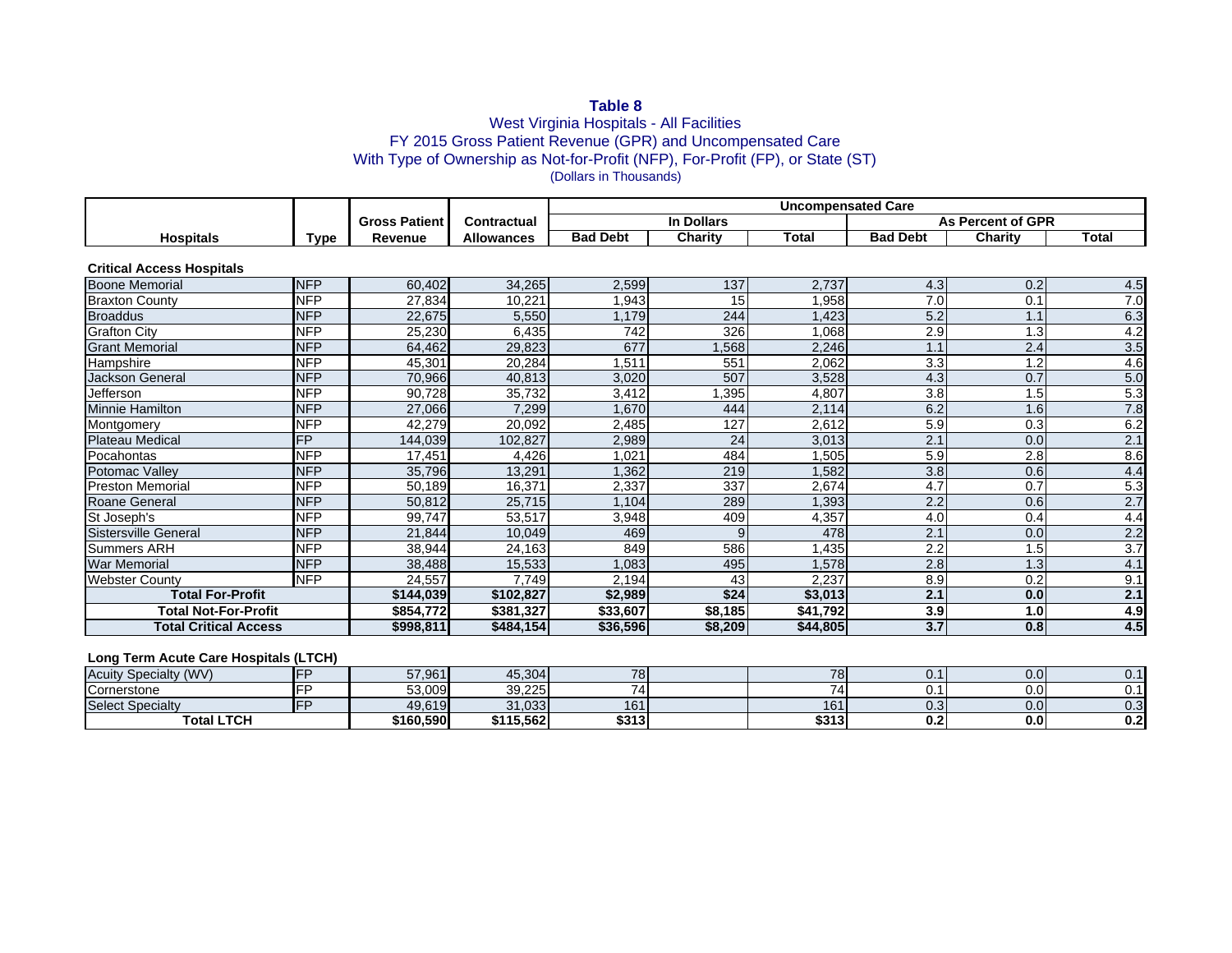**Table 8**
West Virginia Hospitals - All Facilities
FY 2015 Gross Patient Revenue (GPR) and Uncompensated Care
With Type of Ownership as Not-for-Profit (NFP), For-Profit (FP), or State (ST)
(Dollars in Thousands)

| Hospitals | Type | Gross Patient Revenue | Contractual Allowances | Uncompensated Care In Dollars Bad Debt | Uncompensated Care In Dollars Charity | Uncompensated Care In Dollars Total | Uncompensated Care As Percent of GPR Bad Debt | Uncompensated Care As Percent of GPR Charity | Uncompensated Care As Percent of GPR Total |
|---|---|---|---|---|---|---|---|---|---|
| **Critical Access Hospitals** | | | | | | | | | |
| Boone Memorial | NFP | 60,402 | 34,265 | 2,599 | 137 | 2,737 | 4.3 | 0.2 | 4.5 |
| Braxton County | NFP | 27,834 | 10,221 | 1,943 | 15 | 1,958 | 7.0 | 0.1 | 7.0 |
| Broaddus | NFP | 22,675 | 5,550 | 1,179 | 244 | 1,423 | 5.2 | 1.1 | 6.3 |
| Grafton City | NFP | 25,230 | 6,435 | 742 | 326 | 1,068 | 2.9 | 1.3 | 4.2 |
| Grant Memorial | NFP | 64,462 | 29,823 | 677 | 1,568 | 2,246 | 1.1 | 2.4 | 3.5 |
| Hampshire | NFP | 45,301 | 20,284 | 1,511 | 551 | 2,062 | 3.3 | 1.2 | 4.6 |
| Jackson General | NFP | 70,966 | 40,813 | 3,020 | 507 | 3,528 | 4.3 | 0.7 | 5.0 |
| Jefferson | NFP | 90,728 | 35,732 | 3,412 | 1,395 | 4,807 | 3.8 | 1.5 | 5.3 |
| Minnie Hamilton | NFP | 27,066 | 7,299 | 1,670 | 444 | 2,114 | 6.2 | 1.6 | 7.8 |
| Montgomery | NFP | 42,279 | 20,092 | 2,485 | 127 | 2,612 | 5.9 | 0.3 | 6.2 |
| Plateau Medical | FP | 144,039 | 102,827 | 2,989 | 24 | 3,013 | 2.1 | 0.0 | 2.1 |
| Pocahontas | NFP | 17,451 | 4,426 | 1,021 | 484 | 1,505 | 5.9 | 2.8 | 8.6 |
| Potomac Valley | NFP | 35,796 | 13,291 | 1,362 | 219 | 1,582 | 3.8 | 0.6 | 4.4 |
| Preston Memorial | NFP | 50,189 | 16,371 | 2,337 | 337 | 2,674 | 4.7 | 0.7 | 5.3 |
| Roane General | NFP | 50,812 | 25,715 | 1,104 | 289 | 1,393 | 2.2 | 0.6 | 2.7 |
| St Joseph's | NFP | 99,747 | 53,517 | 3,948 | 409 | 4,357 | 4.0 | 0.4 | 4.4 |
| Sistersville General | NFP | 21,844 | 10,049 | 469 | 9 | 478 | 2.1 | 0.0 | 2.2 |
| Summers ARH | NFP | 38,944 | 24,163 | 849 | 586 | 1,435 | 2.2 | 1.5 | 3.7 |
| War Memorial | NFP | 38,488 | 15,533 | 1,083 | 495 | 1,578 | 2.8 | 1.3 | 4.1 |
| Webster County | NFP | 24,557 | 7,749 | 2,194 | 43 | 2,237 | 8.9 | 0.2 | 9.1 |
| **Total For-Profit** | | **$144,039** | **$102,827** | **$2,989** | **$24** | **$3,013** | **2.1** | **0.0** | **2.1** |
| **Total Not-For-Profit** | | **$854,772** | **$381,327** | **$33,607** | **$8,185** | **$41,792** | **3.9** | **1.0** | **4.9** |
| **Total Critical Access** | | **$998,811** | **$484,154** | **$36,596** | **$8,209** | **$44,805** | **3.7** | **0.8** | **4.5** |
| **Long Term Acute Care Hospitals (LTCH)** | | | | | | | | | |
| Acuity Specialty (WV) | FP | 57,961 | 45,304 | 78 | | 78 | 0.1 | 0.0 | 0.1 |
| Cornerstone | FP | 53,009 | 39,225 | 74 | | 74 | 0.1 | 0.0 | 0.1 |
| Select Specialty | FP | 49,619 | 31,033 | 161 | | 161 | 0.3 | 0.0 | 0.3 |
| **Total LTCH** | | **$160,590** | **$115,562** | **$313** | | **$313** | **0.2** | **0.0** | **0.2** |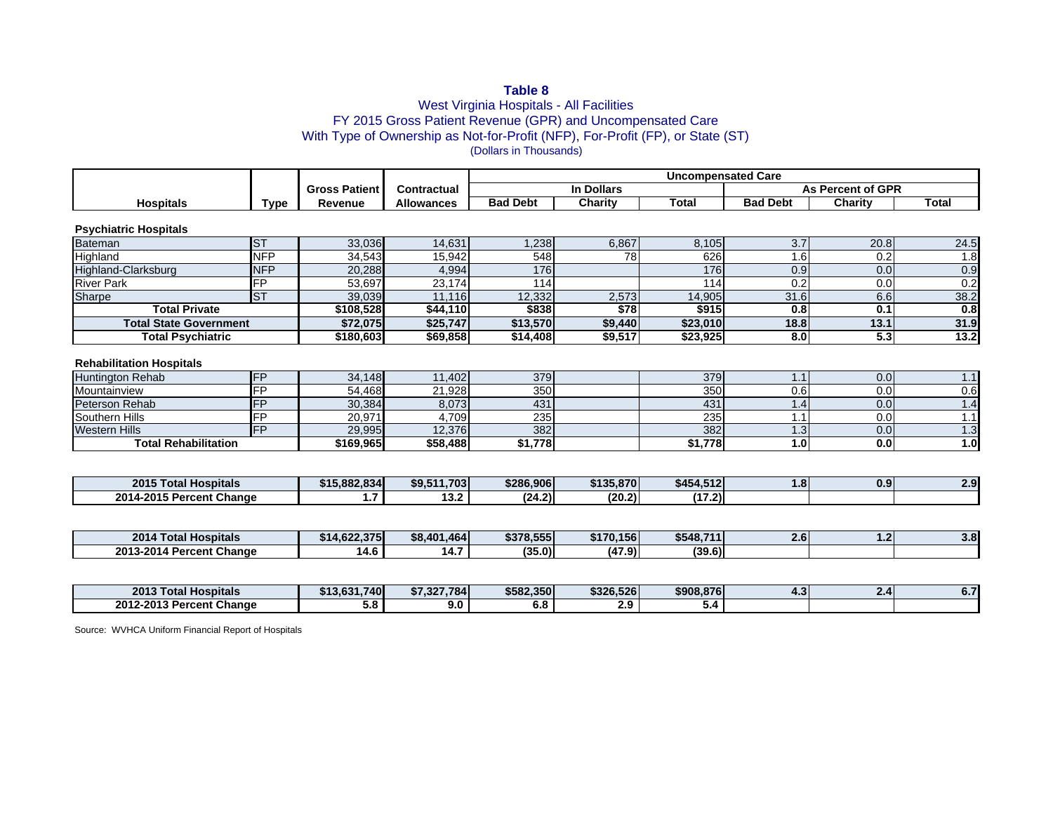# Table 8

West Virginia Hospitals - All Facilities
FY 2015 Gross Patient Revenue (GPR) and Uncompensated Care
With Type of Ownership as Not-for-Profit (NFP), For-Profit (FP), or State (ST)
(Dollars in Thousands)

| | | | | Uncompensated Care | | | | | |
|---|---|---|---|---|---|---|---|---|---|
| | | Gross Patient | Contractual | In Dollars | | | As Percent of GPR | | |
| Hospitals | Type | Revenue | Allowances | Bad Debt | Charity | Total | Bad Debt | Charity | Total |
| **Psychiatric Hospitals** | | | | | | | | | |
| Bateman | ST | 33,036 | 14,631 | 1,238 | 6,867 | 8,105 | 3.7 | 20.8 | 24.5 |
| Highland | NFP | 34,543 | 15,942 | 548 | 78 | 626 | 1.6 | 0.2 | 1.8 |
| Highland-Clarksburg | NFP | 20,288 | 4,994 | 176 | | 176 | 0.9 | 0.0 | 0.9 |
| River Park | FP | 53,697 | 23,174 | 114 | | 114 | 0.2 | 0.0 | 0.2 |
| Sharpe | ST | 39,039 | 11,116 | 12,332 | 2,573 | 14,905 | 31.6 | 6.6 | 38.2 |
| **Total Private** | | **$108,528** | **$44,110** | **$838** | **$78** | **$915** | **0.8** | **0.1** | **0.8** |
| **Total State Government** | | **$72,075** | **$25,747** | **$13,570** | **$9,440** | **$23,010** | **18.8** | **13.1** | **31.9** |
| **Total Psychiatric** | | **$180,603** | **$69,858** | **$14,408** | **$9,517** | **$23,925** | **8.0** | **5.3** | **13.2** |
| **Rehabilitation Hospitals** | | | | | | | | | |
| Huntington Rehab | FP | 34,148 | 11,402 | 379 | | 379 | 1.1 | 0.0 | 1.1 |
| Mountainview | FP | 54,468 | 21,928 | 350 | | 350 | 0.6 | 0.0 | 0.6 |
| Peterson Rehab | FP | 30,384 | 8,073 | 431 | | 431 | 1.4 | 0.0 | 1.4 |
| Southern Hills | FP | 20,971 | 4,709 | 235 | | 235 | 1.1 | 0.0 | 1.1 |
| Western Hills | FP | 29,995 | 12,376 | 382 | | 382 | 1.3 | 0.0 | 1.3 |
| **Total Rehabilitation** | | **$169,965** | **$58,488** | **$1,778** | | **$1,778** | **1.0** | **0.0** | **1.0** |
| **2015 Total Hospitals** | | **$15,882,834** | **$9,511,703** | **$286,906** | **$135,870** | **$454,512** | **1.8** | **0.9** | **2.9** |
| **2014-2015 Percent Change** | | **1.7** | **13.2** | **(24.2)** | **(20.2)** | **(17.2)** | | | |
| **2014 Total Hospitals** | | **$14,622,375** | **$8,401,464** | **$378,555** | **$170,156** | **$548,711** | **2.6** | **1.2** | **3.8** |
| **2013-2014 Percent Change** | | **14.6** | **14.7** | **(35.0)** | **(47.9)** | **(39.6)** | | | |
| **2013 Total Hospitals** | | **$13,631,740** | **$7,327,784** | **$582,350** | **$326,526** | **$908,876** | **4.3** | **2.4** | **6.7** |
| **2012-2013 Percent Change** | | **5.8** | **9.0** | **6.8** | **2.9** | **5.4** | | | |

Source: WVHCA Uniform Financial Report of Hospitals